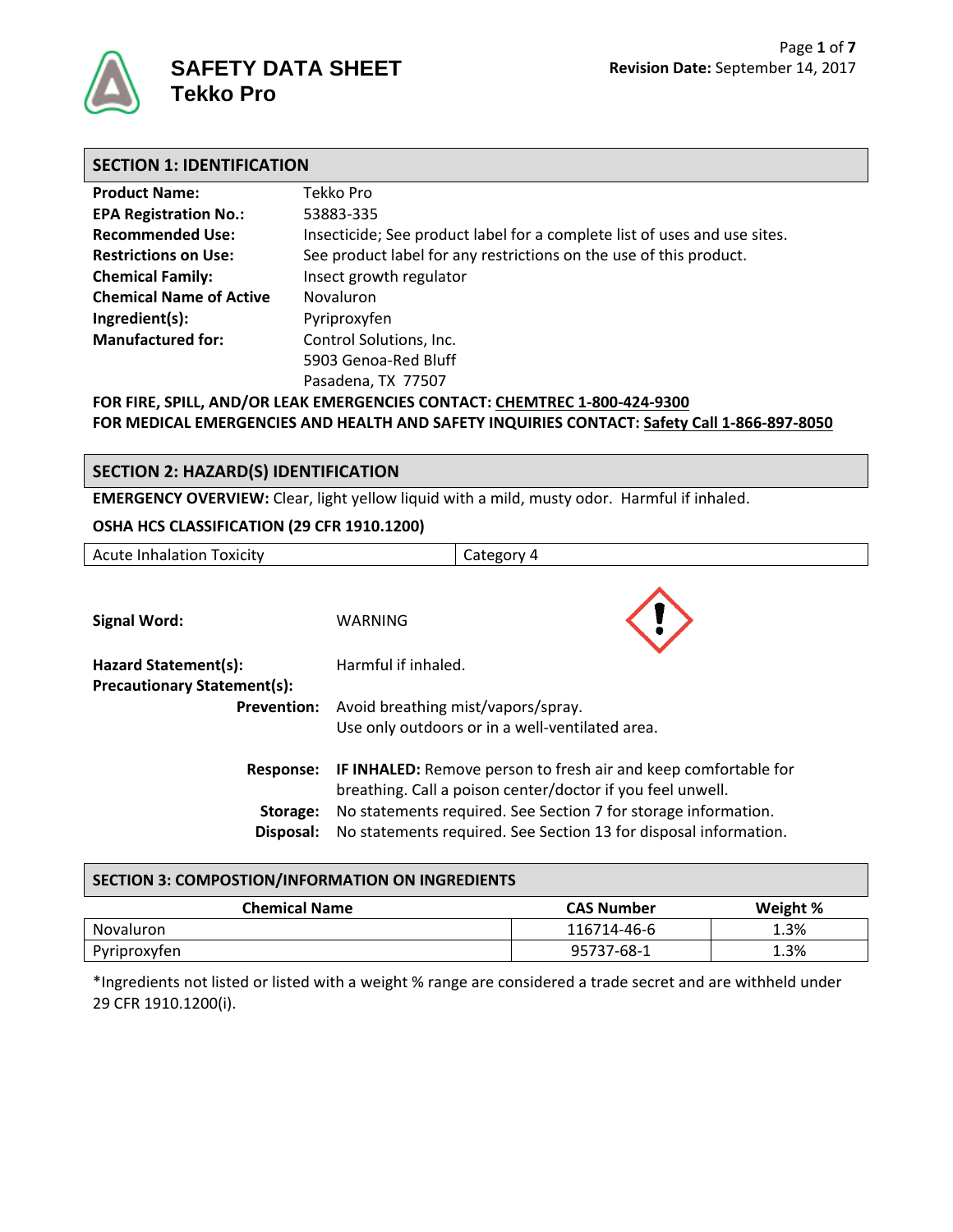# SAFETY DATA SHEET
# Tekko Pro

**Revision Date:** September 14, 2017

## SECTION 1: IDENTIFICATION

| | |
|---|---|
| **Product Name:** | Tekko Pro |
| **EPA Registration No.:** | 53883-335 |
| **Recommended Use:** | Insecticide; See product label for a complete list of uses and use sites. |
| **Restrictions on Use:** | See product label for any restrictions on the use of this product. |
| **Chemical Family:** | Insect growth regulator |
| **Chemical Name of Active Ingredient(s):** | Novaluron<br>Pyriproxyfen |
| **Manufactured for:** | Control Solutions, Inc.<br>5903 Genoa-Red Bluff<br>Pasadena, TX 77507 |

**FOR FIRE, SPILL, AND/OR LEAK EMERGENCIES CONTACT: CHEMTREC 1-800-424-9300**

**FOR MEDICAL EMERGENCIES AND HEALTH AND SAFETY INQUIRIES CONTACT: Safety Call 1-866-897-8050**

## SECTION 2: HAZARD(S) IDENTIFICATION

**EMERGENCY OVERVIEW:** Clear, light yellow liquid with a mild, musty odor. Harmful if inhaled.

**OSHA HCS CLASSIFICATION (29 CFR 1910.1200)**

| | |
|---|---|
| Acute Inhalation Toxicity | Category 4 |

**Signal Word:** WARNING

**Hazard Statement(s):** Harmful if inhaled.

**Precautionary Statement(s):**

**Prevention:** Avoid breathing mist/vapors/spray.
Use only outdoors or in a well-ventilated area.

**Response:** **IF INHALED:** Remove person to fresh air and keep comfortable for breathing. Call a poison center/doctor if you feel unwell.

**Storage:** No statements required. See Section 7 for storage information.

**Disposal:** No statements required. See Section 13 for disposal information.

## SECTION 3: COMPOSTION/INFORMATION ON INGREDIENTS

| Chemical Name | CAS Number | Weight % |
|---|---|---|
| Novaluron | 116714-46-6 | 1.3% |
| Pyriproxyfen | 95737-68-1 | 1.3% |

*Ingredients not listed or listed with a weight % range are considered a trade secret and are withheld under 29 CFR 1910.1200(i).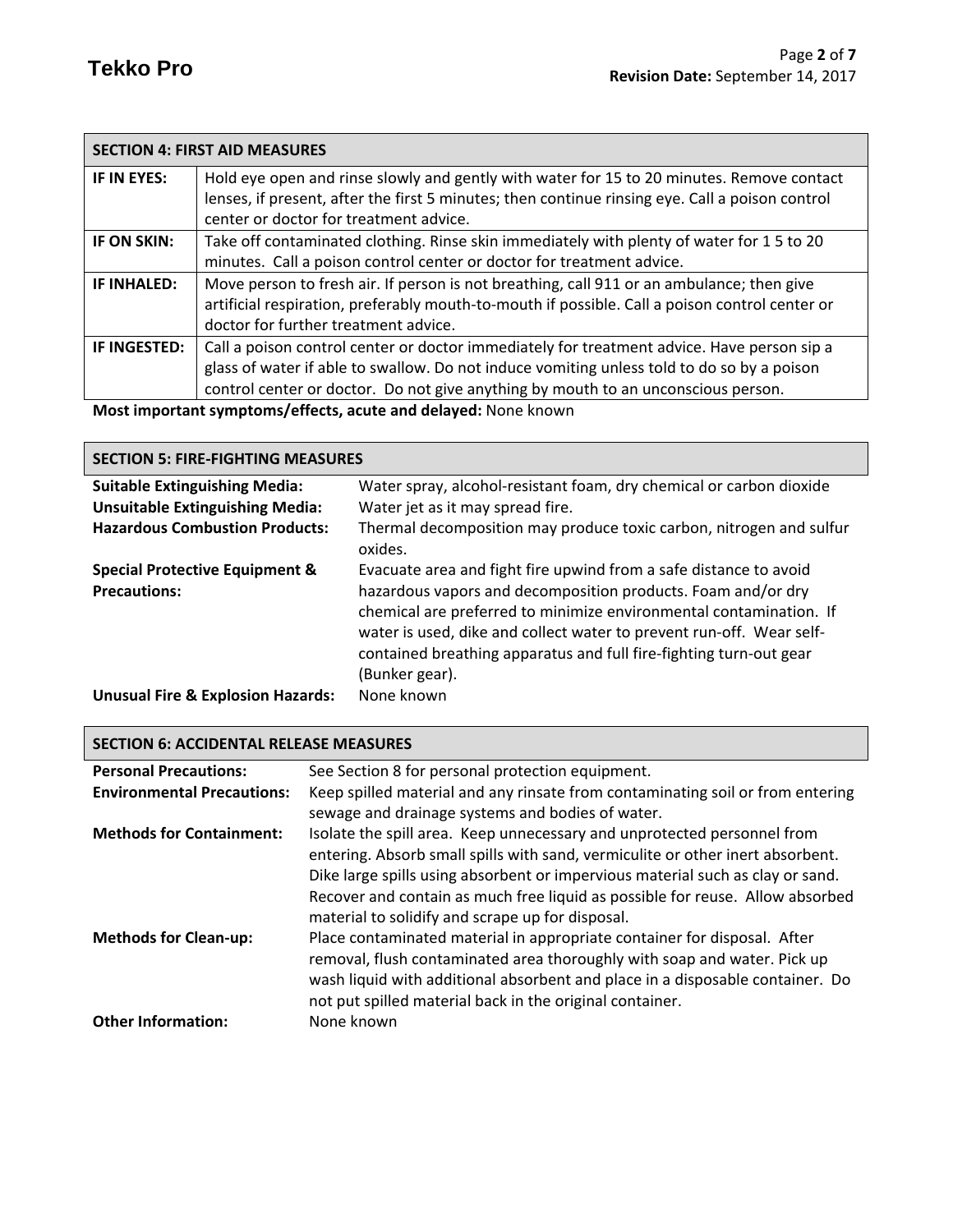## SECTION 4: FIRST AID MEASURES

| | |
|---|---|
| **IF IN EYES:** | Hold eye open and rinse slowly and gently with water for 15 to 20 minutes. Remove contact lenses, if present, after the first 5 minutes; then continue rinsing eye. Call a poison control center or doctor for treatment advice. |
| **IF ON SKIN:** | Take off contaminated clothing. Rinse skin immediately with plenty of water for 1 5 to 20 minutes. Call a poison control center or doctor for treatment advice. |
| **IF INHALED:** | Move person to fresh air. If person is not breathing, call 911 or an ambulance; then give artificial respiration, preferably mouth-to-mouth if possible. Call a poison control center or doctor for further treatment advice. |
| **IF INGESTED:** | Call a poison control center or doctor immediately for treatment advice. Have person sip a glass of water if able to swallow. Do not induce vomiting unless told to do so by a poison control center or doctor. Do not give anything by mouth to an unconscious person. |

**Most important symptoms/effects, acute and delayed:** None known

## SECTION 5: FIRE-FIGHTING MEASURES

| | |
|---|---|
| **Suitable Extinguishing Media:** | Water spray, alcohol-resistant foam, dry chemical or carbon dioxide |
| **Unsuitable Extinguishing Media:** | Water jet as it may spread fire. |
| **Hazardous Combustion Products:** | Thermal decomposition may produce toxic carbon, nitrogen and sulfur oxides. |
| **Special Protective Equipment & Precautions:** | Evacuate area and fight fire upwind from a safe distance to avoid hazardous vapors and decomposition products. Foam and/or dry chemical are preferred to minimize environmental contamination. If water is used, dike and collect water to prevent run-off. Wear self-contained breathing apparatus and full fire-fighting turn-out gear (Bunker gear). |
| **Unusual Fire & Explosion Hazards:** | None known |

## SECTION 6: ACCIDENTAL RELEASE MEASURES

| | |
|---|---|
| **Personal Precautions:** | See Section 8 for personal protection equipment. |
| **Environmental Precautions:** | Keep spilled material and any rinsate from contaminating soil or from entering sewage and drainage systems and bodies of water. |
| **Methods for Containment:** | Isolate the spill area. Keep unnecessary and unprotected personnel from entering. Absorb small spills with sand, vermiculite or other inert absorbent. Dike large spills using absorbent or impervious material such as clay or sand. Recover and contain as much free liquid as possible for reuse. Allow absorbed material to solidify and scrape up for disposal. |
| **Methods for Clean-up:** | Place contaminated material in appropriate container for disposal. After removal, flush contaminated area thoroughly with soap and water. Pick up wash liquid with additional absorbent and place in a disposable container. Do not put spilled material back in the original container. |
| **Other Information:** | None known |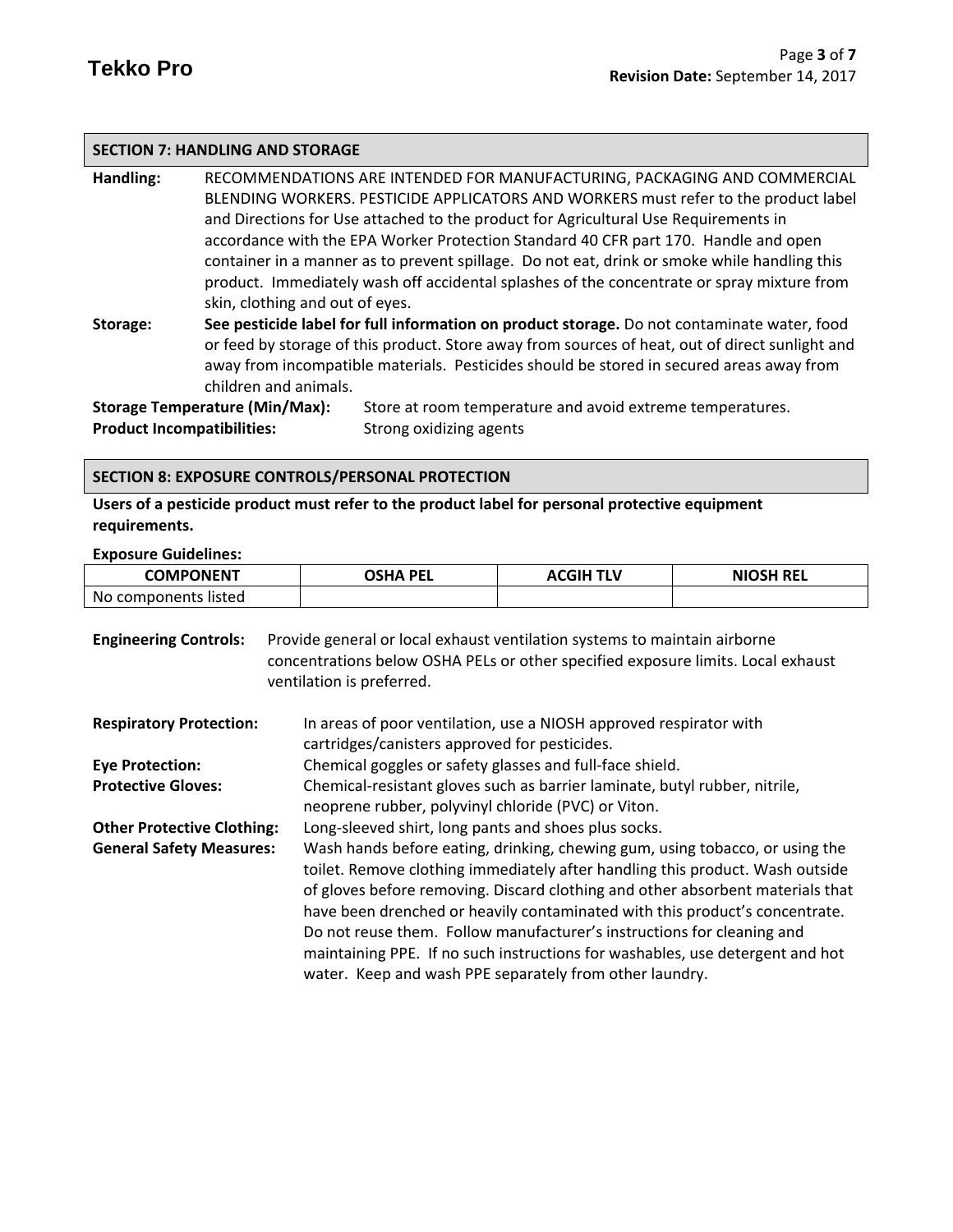## SECTION 7: HANDLING AND STORAGE

**Handling:** RECOMMENDATIONS ARE INTENDED FOR MANUFACTURING, PACKAGING AND COMMERCIAL BLENDING WORKERS. PESTICIDE APPLICATORS AND WORKERS must refer to the product label and Directions for Use attached to the product for Agricultural Use Requirements in accordance with the EPA Worker Protection Standard 40 CFR part 170. Handle and open container in a manner as to prevent spillage. Do not eat, drink or smoke while handling this product. Immediately wash off accidental splashes of the concentrate or spray mixture from skin, clothing and out of eyes.

**Storage:** **See pesticide label for full information on product storage.** Do not contaminate water, food or feed by storage of this product. Store away from sources of heat, out of direct sunlight and away from incompatible materials. Pesticides should be stored in secured areas away from children and animals.

**Storage Temperature (Min/Max):** Store at room temperature and avoid extreme temperatures.

**Product Incompatibilities:** Strong oxidizing agents

## SECTION 8: EXPOSURE CONTROLS/PERSONAL PROTECTION

**Users of a pesticide product must refer to the product label for personal protective equipment requirements.**

**Exposure Guidelines:**

| COMPONENT | OSHA PEL | ACGIH TLV | NIOSH REL |
|---|---|---|---|
| No components listed | | | |

**Engineering Controls:** Provide general or local exhaust ventilation systems to maintain airborne concentrations below OSHA PELs or other specified exposure limits. Local exhaust ventilation is preferred.

**Respiratory Protection:** In areas of poor ventilation, use a NIOSH approved respirator with cartridges/canisters approved for pesticides.

**Eye Protection:** Chemical goggles or safety glasses and full-face shield.

**Protective Gloves:** Chemical-resistant gloves such as barrier laminate, butyl rubber, nitrile, neoprene rubber, polyvinyl chloride (PVC) or Viton.

**Other Protective Clothing:** Long-sleeved shirt, long pants and shoes plus socks.

**General Safety Measures:** Wash hands before eating, drinking, chewing gum, using tobacco, or using the toilet. Remove clothing immediately after handling this product. Wash outside of gloves before removing. Discard clothing and other absorbent materials that have been drenched or heavily contaminated with this product's concentrate. Do not reuse them. Follow manufacturer's instructions for cleaning and maintaining PPE. If no such instructions for washables, use detergent and hot water. Keep and wash PPE separately from other laundry.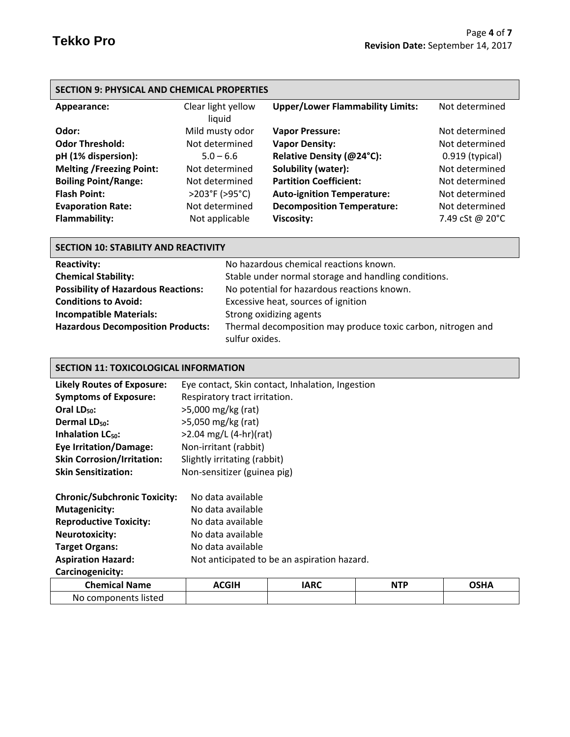## SECTION 9: PHYSICAL AND CHEMICAL PROPERTIES

| | | | |
|---|---|---|---|
| **Appearance:** | Clear light yellow liquid | **Upper/Lower Flammability Limits:** | Not determined |
| **Odor:** | Mild musty odor | **Vapor Pressure:** | Not determined |
| **Odor Threshold:** | Not determined | **Vapor Density:** | Not determined |
| **pH (1% dispersion):** | 5.0 – 6.6 | **Relative Density (@24°C):** | 0.919 (typical) |
| **Melting /Freezing Point:** | Not determined | **Solubility (water):** | Not determined |
| **Boiling Point/Range:** | Not determined | **Partition Coefficient:** | Not determined |
| **Flash Point:** | >203°F (>95°C) | **Auto-ignition Temperature:** | Not determined |
| **Evaporation Rate:** | Not determined | **Decomposition Temperature:** | Not determined |
| **Flammability:** | Not applicable | **Viscosity:** | 7.49 cSt @ 20°C |

## SECTION 10: STABILITY AND REACTIVITY

| | |
|---|---|
| **Reactivity:** | No hazardous chemical reactions known. |
| **Chemical Stability:** | Stable under normal storage and handling conditions. |
| **Possibility of Hazardous Reactions:** | No potential for hazardous reactions known. |
| **Conditions to Avoid:** | Excessive heat, sources of ignition |
| **Incompatible Materials:** | Strong oxidizing agents |
| **Hazardous Decomposition Products:** | Thermal decomposition may produce toxic carbon, nitrogen and sulfur oxides. |

## SECTION 11: TOXICOLOGICAL INFORMATION

| | |
|---|---|
| **Likely Routes of Exposure:** | Eye contact, Skin contact, Inhalation, Ingestion |
| **Symptoms of Exposure:** | Respiratory tract irritation. |
| **Oral $LD_{50}$:** | >5,000 mg/kg (rat) |
| **Dermal $LD_{50}$:** | >5,050 mg/kg (rat) |
| **Inhalation $LC_{50}$:** | >2.04 mg/L (4-hr)(rat) |
| **Eye Irritation/Damage:** | Non-irritant (rabbit) |
| **Skin Corrosion/Irritation:** | Slightly irritating (rabbit) |
| **Skin Sensitization:** | Non-sensitizer (guinea pig) |

| | |
|---|---|
| **Chronic/Subchronic Toxicity:** | No data available |
| **Mutagenicity:** | No data available |
| **Reproductive Toxicity:** | No data available |
| **Neurotoxicity:** | No data available |
| **Target Organs:** | No data available |
| **Aspiration Hazard:** | Not anticipated to be an aspiration hazard. |

**Carcinogenicity:**

| Chemical Name | ACGIH | IARC | NTP | OSHA |
|---|---|---|---|---|
| No components listed | | | | |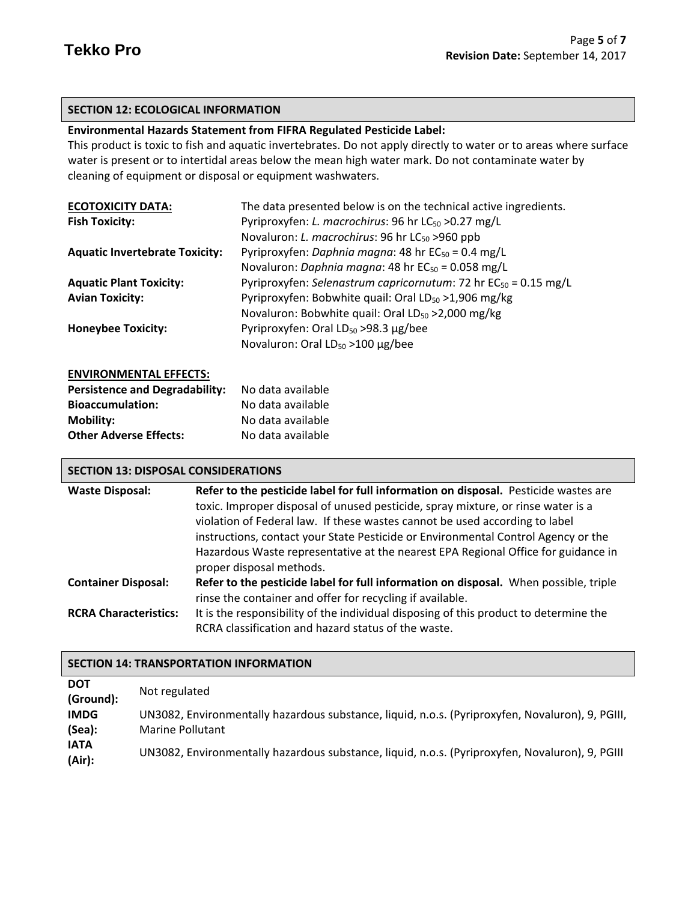## SECTION 12: ECOLOGICAL INFORMATION

**Environmental Hazards Statement from FIFRA Regulated Pesticide Label:**
This product is toxic to fish and aquatic invertebrates. Do not apply directly to water or to areas where surface water is present or to intertidal areas below the mean high water mark. Do not contaminate water by cleaning of equipment or disposal or equipment washwaters.

| | |
|---|---|
| **ECOTOXICITY DATA:** | The data presented below is on the technical active ingredients. |
| **Fish Toxicity:** | Pyriproxyfen: *L. macrochirus*: 96 hr $LC_{50}$ >0.27 mg/L<br>Novaluron: *L. macrochirus*: 96 hr $LC_{50}$ >960 ppb |
| **Aquatic Invertebrate Toxicity:** | Pyriproxyfen: *Daphnia magna*: 48 hr $EC_{50}$ = 0.4 mg/L<br>Novaluron: *Daphnia magna*: 48 hr $EC_{50}$ = 0.058 mg/L |
| **Aquatic Plant Toxicity:** | Pyriproxyfen: *Selenastrum capricornutum*: 72 hr $EC_{50}$ = 0.15 mg/L |
| **Avian Toxicity:** | Pyriproxyfen: Bobwhite quail: Oral $LD_{50}$ >1,906 mg/kg<br>Novaluron: Bobwhite quail: Oral $LD_{50}$ >2,000 mg/kg |
| **Honeybee Toxicity:** | Pyriproxyfen: Oral $LD_{50}$ >98.3 µg/bee<br>Novaluron: Oral $LD_{50}$ >100 µg/bee |

**ENVIRONMENTAL EFFECTS:**

| | |
|---|---|
| **Persistence and Degradability:** | No data available |
| **Bioaccumulation:** | No data available |
| **Mobility:** | No data available |
| **Other Adverse Effects:** | No data available |

## SECTION 13: DISPOSAL CONSIDERATIONS

| | |
|---|---|
| **Waste Disposal:** | **Refer to the pesticide label for full information on disposal.** Pesticide wastes are toxic. Improper disposal of unused pesticide, spray mixture, or rinse water is a violation of Federal law. If these wastes cannot be used according to label instructions, contact your State Pesticide or Environmental Control Agency or the Hazardous Waste representative at the nearest EPA Regional Office for guidance in proper disposal methods. |
| **Container Disposal:** | **Refer to the pesticide label for full information on disposal.** When possible, triple rinse the container and offer for recycling if available. |
| **RCRA Characteristics:** | It is the responsibility of the individual disposing of this product to determine the RCRA classification and hazard status of the waste. |

## SECTION 14: TRANSPORTATION INFORMATION

| | |
|---|---|
| **DOT (Ground):** | Not regulated |
| **IMDG (Sea):** | UN3082, Environmentally hazardous substance, liquid, n.o.s. (Pyriproxyfen, Novaluron), 9, PGIII, Marine Pollutant |
| **IATA (Air):** | UN3082, Environmentally hazardous substance, liquid, n.o.s. (Pyriproxyfen, Novaluron), 9, PGIII |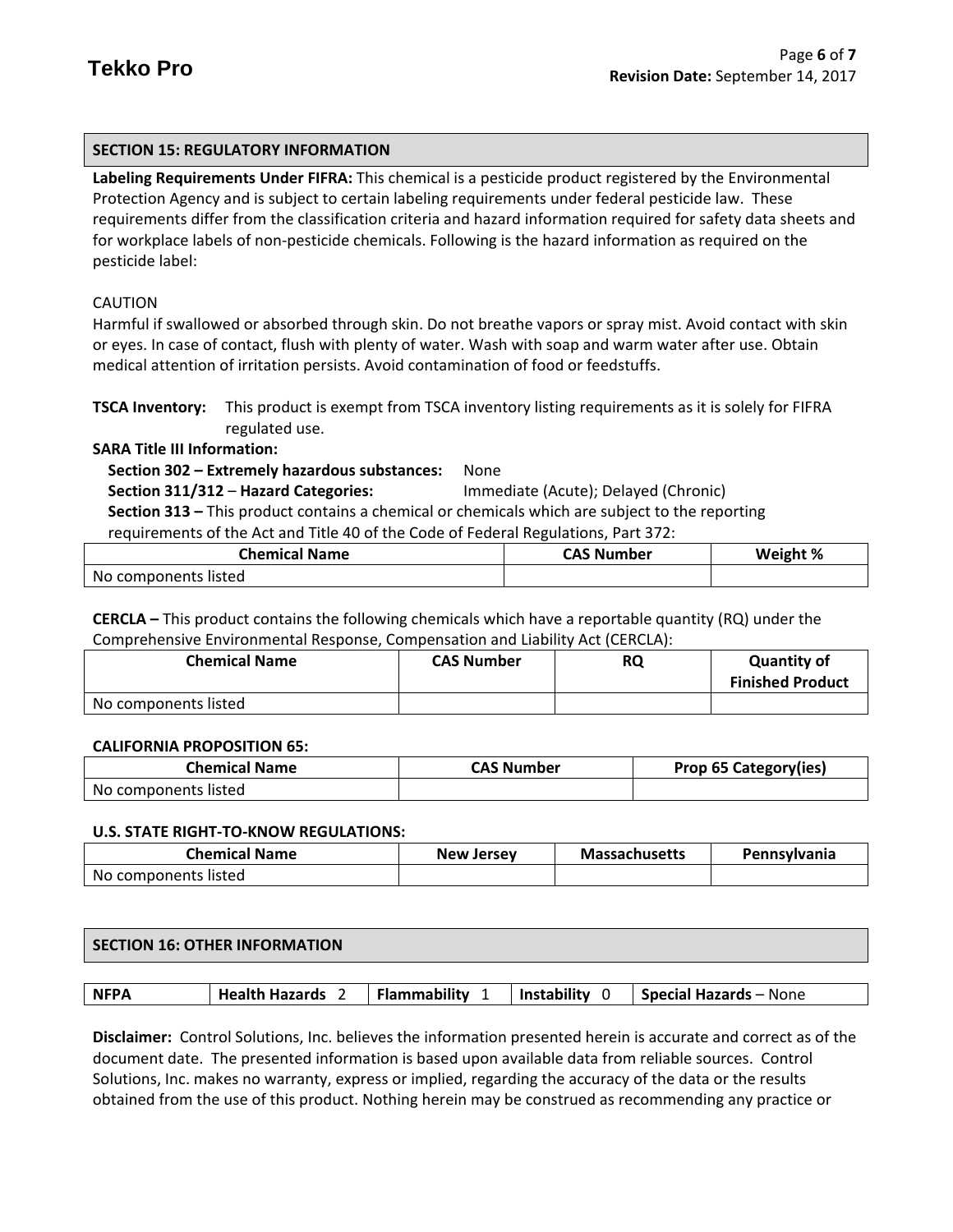## SECTION 15: REGULATORY INFORMATION

**Labeling Requirements Under FIFRA:** This chemical is a pesticide product registered by the Environmental Protection Agency and is subject to certain labeling requirements under federal pesticide law. These requirements differ from the classification criteria and hazard information required for safety data sheets and for workplace labels of non-pesticide chemicals. Following is the hazard information as required on the pesticide label:

CAUTION

Harmful if swallowed or absorbed through skin. Do not breathe vapors or spray mist. Avoid contact with skin or eyes. In case of contact, flush with plenty of water. Wash with soap and warm water after use. Obtain medical attention of irritation persists. Avoid contamination of food or feedstuffs.

**TSCA Inventory:** This product is exempt from TSCA inventory listing requirements as it is solely for FIFRA regulated use.

**SARA Title III Information:**

**Section 302 – Extremely hazardous substances:** None

**Section 311/312 – Hazard Categories:** Immediate (Acute); Delayed (Chronic)

**Section 313 –** This product contains a chemical or chemicals which are subject to the reporting requirements of the Act and Title 40 of the Code of Federal Regulations, Part 372:

| Chemical Name | CAS Number | Weight % |
|---|---|---|
| No components listed | | |

**CERCLA –** This product contains the following chemicals which have a reportable quantity (RQ) under the Comprehensive Environmental Response, Compensation and Liability Act (CERCLA):

| Chemical Name | CAS Number | RQ | Quantity of Finished Product |
|---|---|---|---|
| No components listed | | | |

**CALIFORNIA PROPOSITION 65:**

| Chemical Name | CAS Number | Prop 65 Category(ies) |
|---|---|---|
| No components listed | | |

**U.S. STATE RIGHT-TO-KNOW REGULATIONS:**

| Chemical Name | New Jersey | Massachusetts | Pennsylvania |
|---|---|---|---|
| No components listed | | | |

## SECTION 16: OTHER INFORMATION

| | | | | |
|---|---|---|---|---|
| **NFPA** | **Health Hazards** 2 | **Flammability** 1 | **Instability** 0 | **Special Hazards** – None |

**Disclaimer:** Control Solutions, Inc. believes the information presented herein is accurate and correct as of the document date. The presented information is based upon available data from reliable sources. Control Solutions, Inc. makes no warranty, express or implied, regarding the accuracy of the data or the results obtained from the use of this product. Nothing herein may be construed as recommending any practice or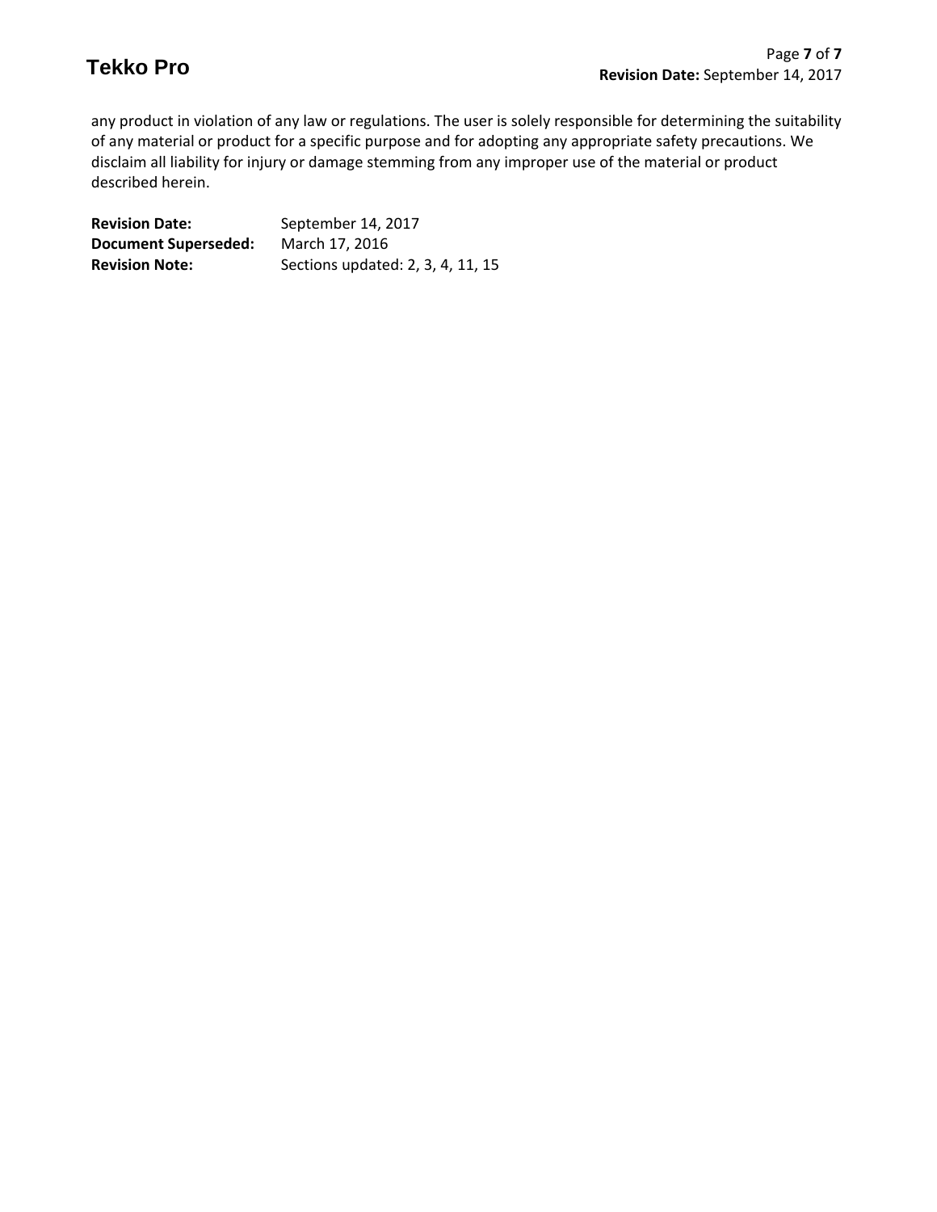any product in violation of any law or regulations. The user is solely responsible for determining the suitability of any material or product for a specific purpose and for adopting any appropriate safety precautions. We disclaim all liability for injury or damage stemming from any improper use of the material or product described herein.

| | |
|---|---|
| **Revision Date:** | September 14, 2017 |
| **Document Superseded:** | March 17, 2016 |
| **Revision Note:** | Sections updated: 2, 3, 4, 11, 15 |